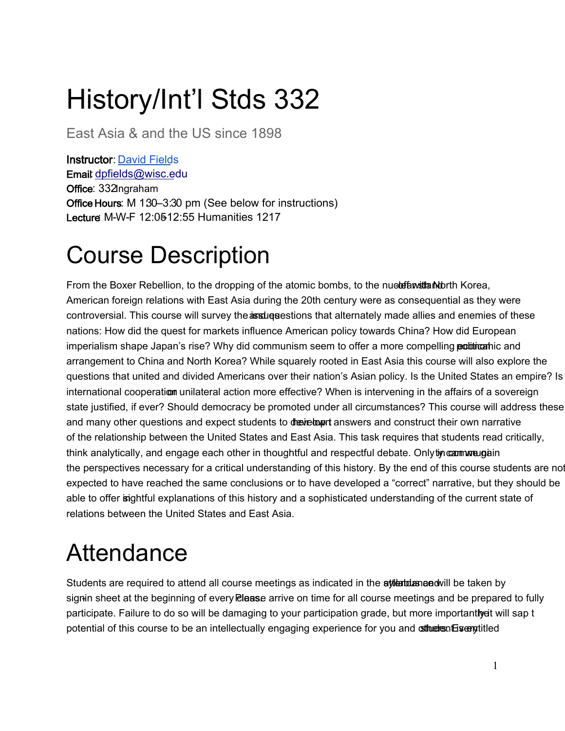# History/Int'l Stds 332

East Asia & and the US since 1898

**Instructor**: [David Fields]
**Email**: dpfields@wisc.edu
**Office**: 332 Ingraham
**Office Hours**: M 1:30–3:30 pm (See below for instructions)
**Lecture**: M-W-F 12:05-12:55 Humanities 1217

# Course Description

From the Boxer Rebellion, to the dropping of the atomic bombs, to the nuclear standoff with North Korea, American foreign relations with East Asia during the 20th century were as consequential as they were controversial. This course will survey the issues and questions that alternately made allies and enemies of these nations: How did the quest for markets influence American policy towards China? How did European imperialism shape Japan's rise? Why did communism seem to offer a more compelling political and economic arrangement to China and North Korea? While squarely rooted in East Asia this course will also explore the questions that united and divided Americans over their nation's Asian policy. Is the United States an empire? Is international cooperation or unilateral action more effective? When is intervening in the affairs of a sovereign state justified, if ever? Should democracy be promoted under all circumstances? This course will address these and many other questions and expect students to develop their own answers and construct their own narrative of the relationship between the United States and East Asia. This task requires that students read critically, think analytically, and engage each other in thoughtful and respectful debate. Only in community can we gain the perspectives necessary for a critical understanding of this history. By the end of this course students are not expected to have reached the same conclusions or to have developed a "correct" narrative, but they should be able to offer insightful explanations of this history and a sophisticated understanding of the current state of relations between the United States and East Asia.

# Attendance

Students are required to attend all course meetings as indicated in the syllabus and attendance will be taken by sign-in sheet at the beginning of every class. Please arrive on time for all course meetings and be prepared to fully participate. Failure to do so will be damaging to your participation grade, but more importantly it will sap the potential of this course to be an intellectually engaging experience for you and other students. Every student is entitled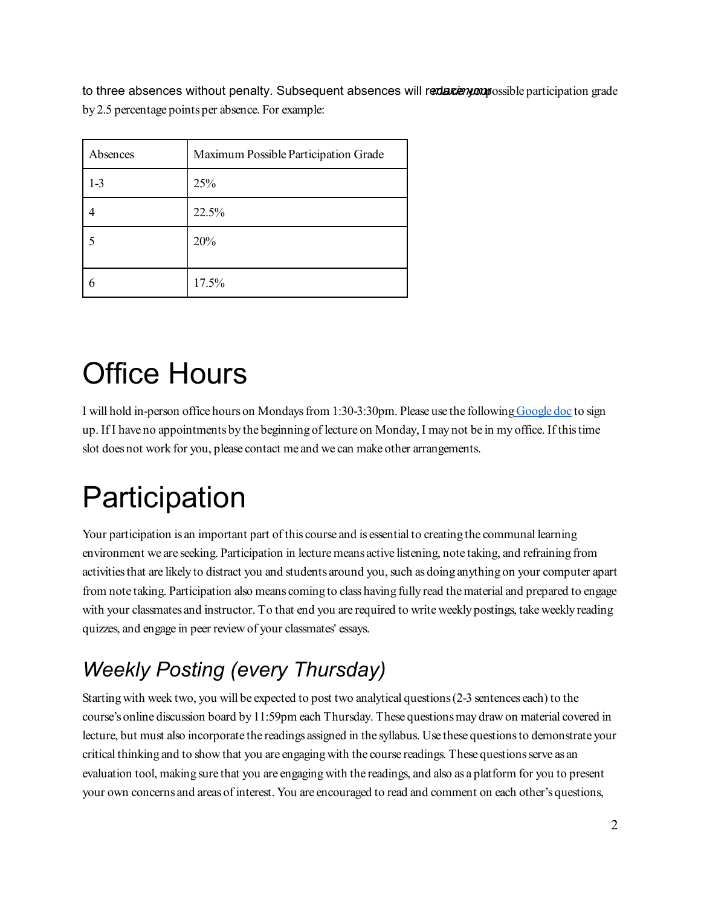to three absences without penalty. Subsequent absences will reduce your maximum possible participation grade by 2.5 percentage points per absence. For example:

| Absences | Maximum Possible Participation Grade |
| --- | --- |
| 1-3 | 25% |
| 4 | 22.5% |
| 5 | 20% |
| 6 | 17.5% |

# Office Hours

I will hold in-person office hours on Mondays from 1:30-3:30pm. Please use the following [Google doc]() to sign up. If I have no appointments by the beginning of lecture on Monday, I may not be in my office. If this time slot does not work for you, please contact me and we can make other arrangements.

# Participation

Your participation is an important part of this course and is essential to creating the communal learning environment we are seeking. Participation in lecture means active listening, note taking, and refraining from activities that are likely to distract you and students around you, such as doing anything on your computer apart from note taking. Participation also means coming to class having fully read the material and prepared to engage with your classmates and instructor. To that end you are required to write weekly postings, take weekly reading quizzes, and engage in peer review of your classmates' essays.

## *Weekly Posting (every Thursday)*

Starting with week two, you will be expected to post two analytical questions (2-3 sentences each) to the course's online discussion board by 11:59pm each Thursday. These questions may draw on material covered in lecture, but must also incorporate the readings assigned in the syllabus. Use these questions to demonstrate your critical thinking and to show that you are engaging with the course readings. These questions serve as an evaluation tool, making sure that you are engaging with the readings, and also as a platform for you to present your own concerns and areas of interest. You are encouraged to read and comment on each other's questions,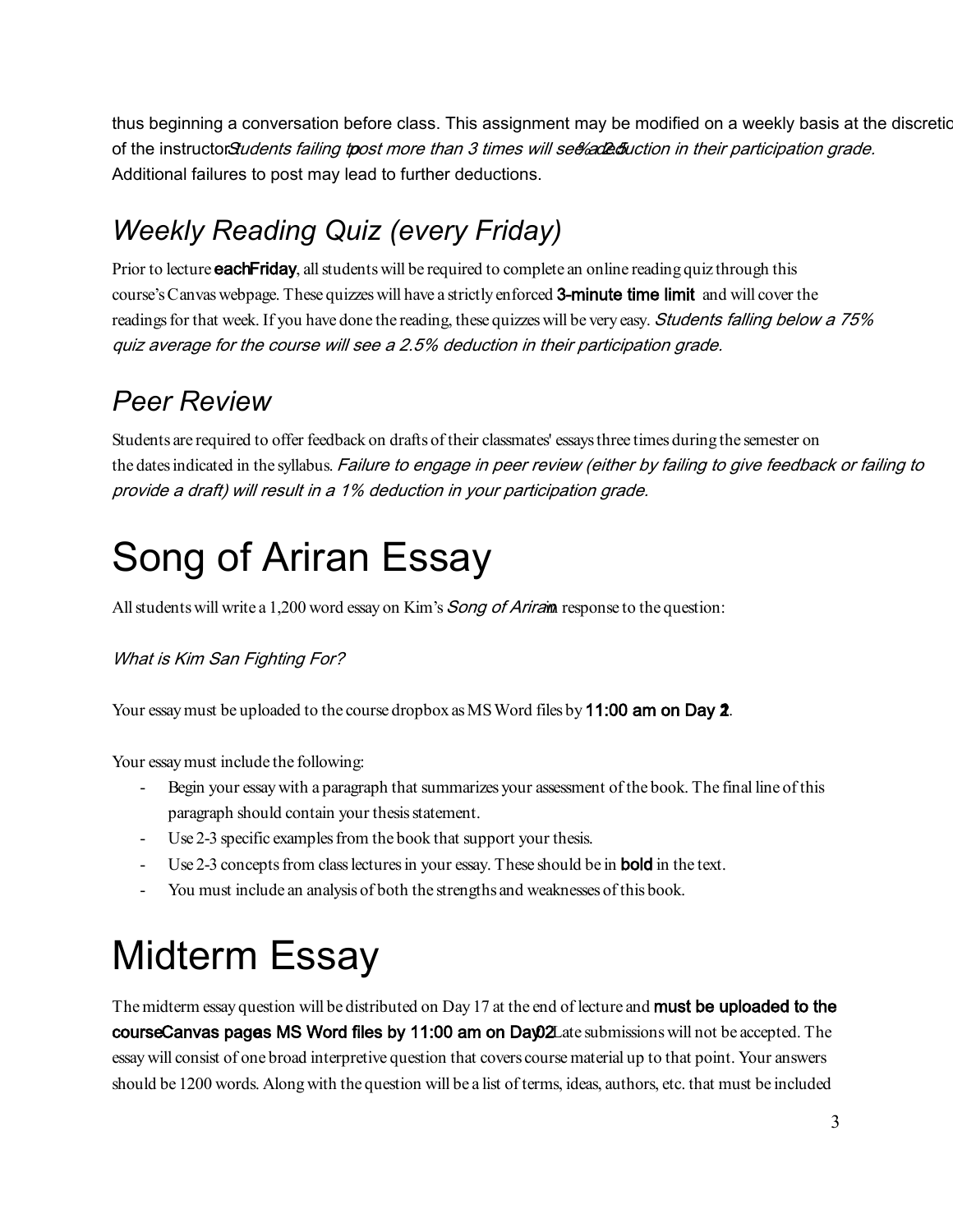thus beginning a conversation before class. This assignment may be modified on a weekly basis at the discretion of the instructor. *Students failing to post more than 3 times will see a 2.5% deduction in their participation grade.* Additional failures to post may lead to further deductions.

## *Weekly Reading Quiz (every Friday)*

Prior to lecture **each Friday**, all students will be required to complete an online reading quiz through this course's Canvas webpage. These quizzes will have a strictly enforced **3-minute time limit** and will cover the readings for that week. If you have done the reading, these quizzes will be very easy. *Students falling below a 75% quiz average for the course will see a 2.5% deduction in their participation grade.*

## *Peer Review*

Students are required to offer feedback on drafts of their classmates' essays three times during the semester on the dates indicated in the syllabus. *Failure to engage in peer review (either by failing to give feedback or failing to provide a draft) will result in a 1% deduction in your participation grade.*

# Song of Ariran Essay

All students will write a 1,200 word essay on Kim's *Song of Ariran* in response to the question:

*What is Kim San Fighting For?*

Your essay must be uploaded to the course dropbox as MS Word files by **11:00 am on Day 12**.

Your essay must include the following:

- Begin your essay with a paragraph that summarizes your assessment of the book. The final line of this paragraph should contain your thesis statement.
- Use 2-3 specific examples from the book that support your thesis.
- Use 2-3 concepts from class lectures in your essay. These should be in **bold** in the text.
- You must include an analysis of both the strengths and weaknesses of this book.

# Midterm Essay

The midterm essay question will be distributed on Day 17 at the end of lecture and **must be uploaded to the course Canvas page as MS Word files by 11:00 am on Day 20**. Late submissions will not be accepted. The essay will consist of one broad interpretive question that covers course material up to that point. Your answers should be 1200 words. Along with the question will be a list of terms, ideas, authors, etc. that must be included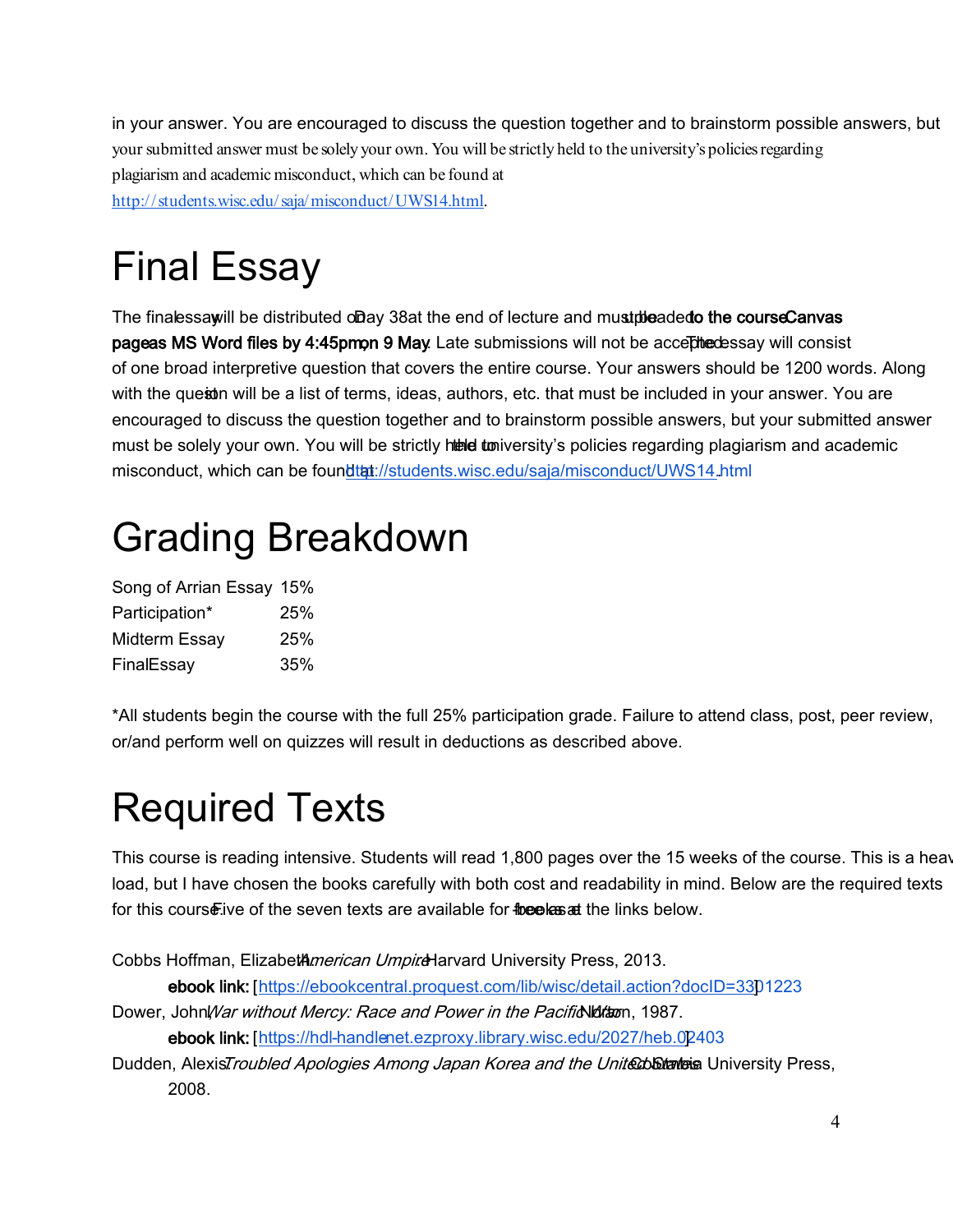in your answer. You are encouraged to discuss the question together and to brainstorm possible answers, but your submitted answer must be solely your own. You will be strictly held to the university's policies regarding plagiarism and academic misconduct, which can be found at http://students.wisc.edu/saja/misconduct/UWS14.html.

# Final Essay

The final essay will be distributed on Day 38 at the end of lecture and must be uploaded to the course **Canvas page as MS Word files by 4:45pm, on 9 May**. Late submissions will not be accepted. The essay will consist of one broad interpretive question that covers the entire course. Your answers should be 1200 words. Along with the question will be a list of terms, ideas, authors, etc. that must be included in your answer. You are encouraged to discuss the question together and to brainstorm possible answers, but your submitted answer must be solely your own. You will be strictly held to the university's policies regarding plagiarism and academic misconduct, which can be found at http://students.wisc.edu/saja/misconduct/UWS14.html

# Grading Breakdown

| | |
|---|---|
| Song of Arrian Essay | 15% |
| Participation* | 25% |
| Midterm Essay | 25% |
| Final Essay | 35% |

*All students begin the course with the full 25% participation grade. Failure to attend class, post, peer review, or/and perform well on quizzes will result in deductions as described above.

# Required Texts

This course is reading intensive. Students will read 1,800 pages over the 15 weeks of the course. This is a heavy load, but I have chosen the books carefully with both cost and readability in mind. Below are the required texts for this course. Five of the seven texts are available for free as e-books at the links below.

Cobbs Hoffman, Elizabeth. *American Umpire*. Harvard University Press, 2013.
**ebook link:** [https://ebookcentral.proquest.com/lib/wisc/detail.action?docID=3301223]

Dower, John. *War without Mercy: Race and Power in the Pacific War*. Norton, 1987.
**ebook link:** [https://hdl-handle-net.ezproxy.library.wisc.edu/2027/heb.02403]

Dudden, Alexis. *Troubled Apologies Among Japan Korea and the United States*. Columbia University Press, 2008.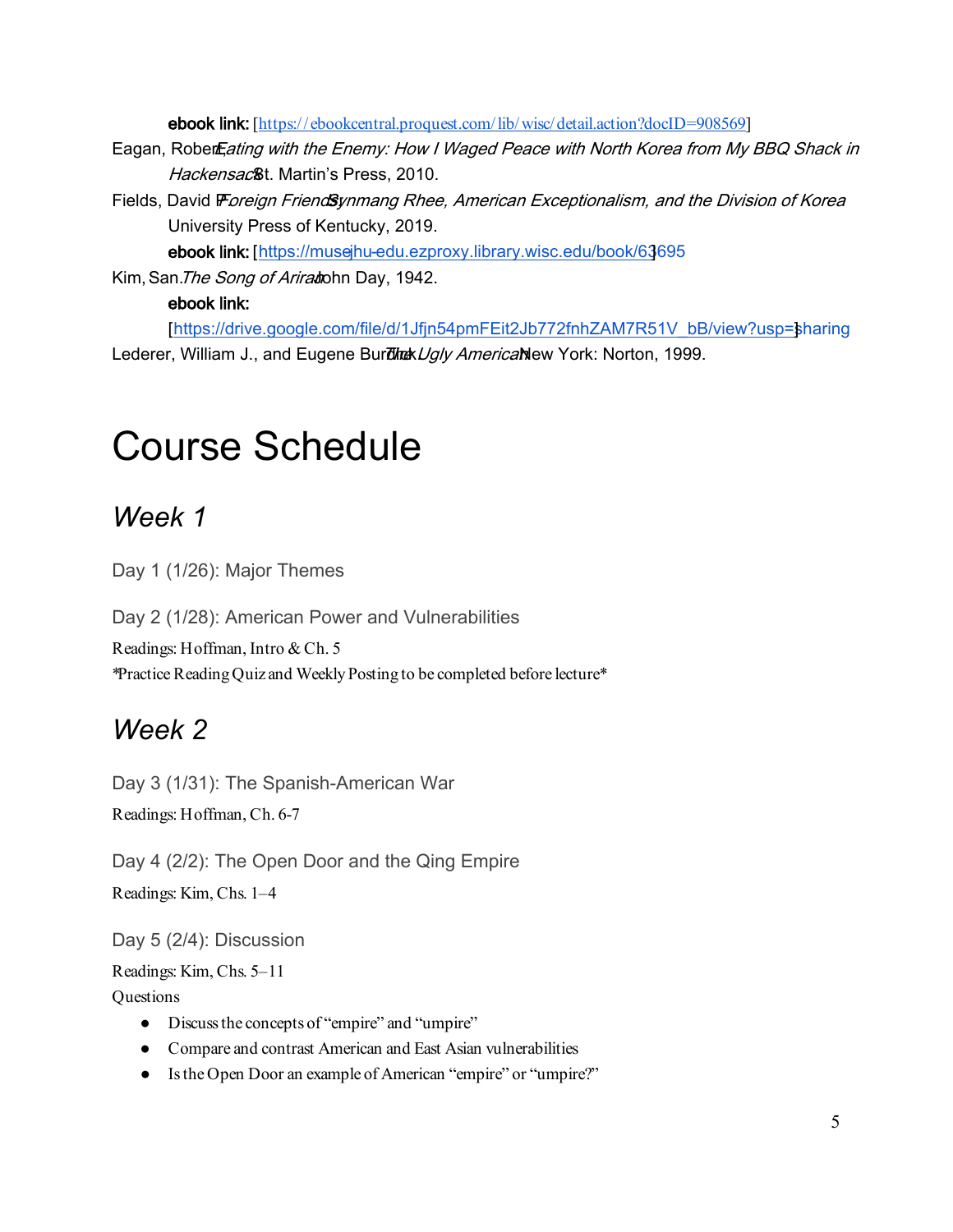**ebook link:** [https://ebookcentral.proquest.com/lib/wisc/detail.action?docID=908569]

Eagan, Robert. *Eating with the Enemy: How I Waged Peace with North Korea from My BBQ Shack in Hackensack*. St. Martin's Press, 2010.

Fields, David P. *Foreign Friends: Synmang Rhee, American Exceptionalism, and the Division of Korea*. University Press of Kentucky, 2019.

**ebook link:** [https://muse-jhu-edu.ezproxy.library.wisc.edu/book/63695]

Kim, San. *The Song of Arirang*. John Day, 1942.

**ebook link:** [https://drive.google.com/file/d/1Jfjn54pmFEit2Jb772fnhZAM7R51V_bB/view?usp=sharing]

Lederer, William J., and Eugene Burdick. *The Ugly American*. New York: Norton, 1999.

# Course Schedule

## *Week 1*

### Day 1 (1/26): Major Themes

### Day 2 (1/28): American Power and Vulnerabilities

Readings: Hoffman, Intro & Ch. 5

*Practice Reading Quiz and Weekly Posting to be completed before lecture*

## *Week 2*

### Day 3 (1/31): The Spanish-American War

Readings: Hoffman, Ch. 6-7

### Day 4 (2/2): The Open Door and the Qing Empire

Readings: Kim, Chs. 1–4

### Day 5 (2/4): Discussion

Readings: Kim, Chs. 5–11

Questions

- Discuss the concepts of "empire" and "umpire"
- Compare and contrast American and East Asian vulnerabilities
- Is the Open Door an example of American "empire" or "umpire?"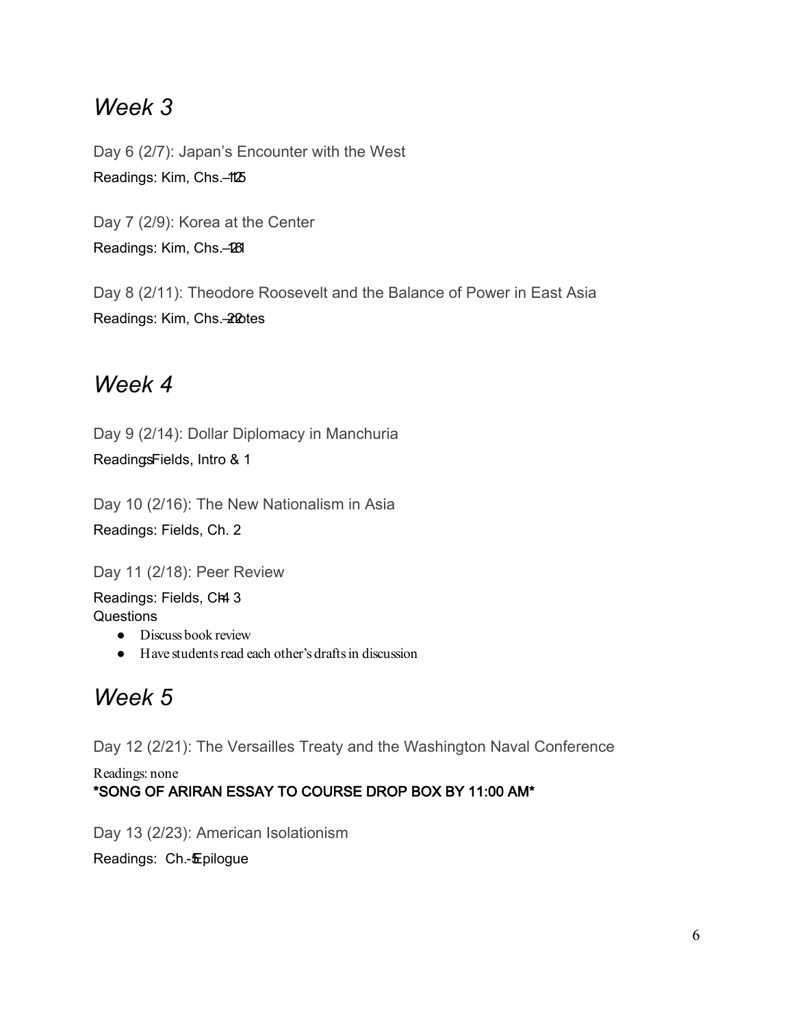## *Week 3*

Day 6 (2/7): Japan's Encounter with the West

Readings: Kim, Chs.–112̶5

Day 7 (2/9): Korea at the Center

Readings: Kim, Chs.–1261

Day 8 (2/11): Theodore Roosevelt and the Balance of Power in East Asia

Readings: Kim, Chs.–22notes

## *Week 4*

Day 9 (2/14): Dollar Diplomacy in Manchuria

ReadingsFields, Intro & 1

Day 10 (2/16): The New Nationalism in Asia

Readings: Fields, Ch. 2

Day 11 (2/18): Peer Review

Readings: Fields, Ch4 3

Questions

- Discuss book review
- Have students read each other's drafts in discussion

## *Week 5*

Day 12 (2/21): The Versailles Treaty and the Washington Naval Conference

Readings: none

***SONG OF ARIRAN ESSAY TO COURSE DROP BOX BY 11:00 AM***

Day 13 (2/23): American Isolationism

Readings: Ch.-5Epilogue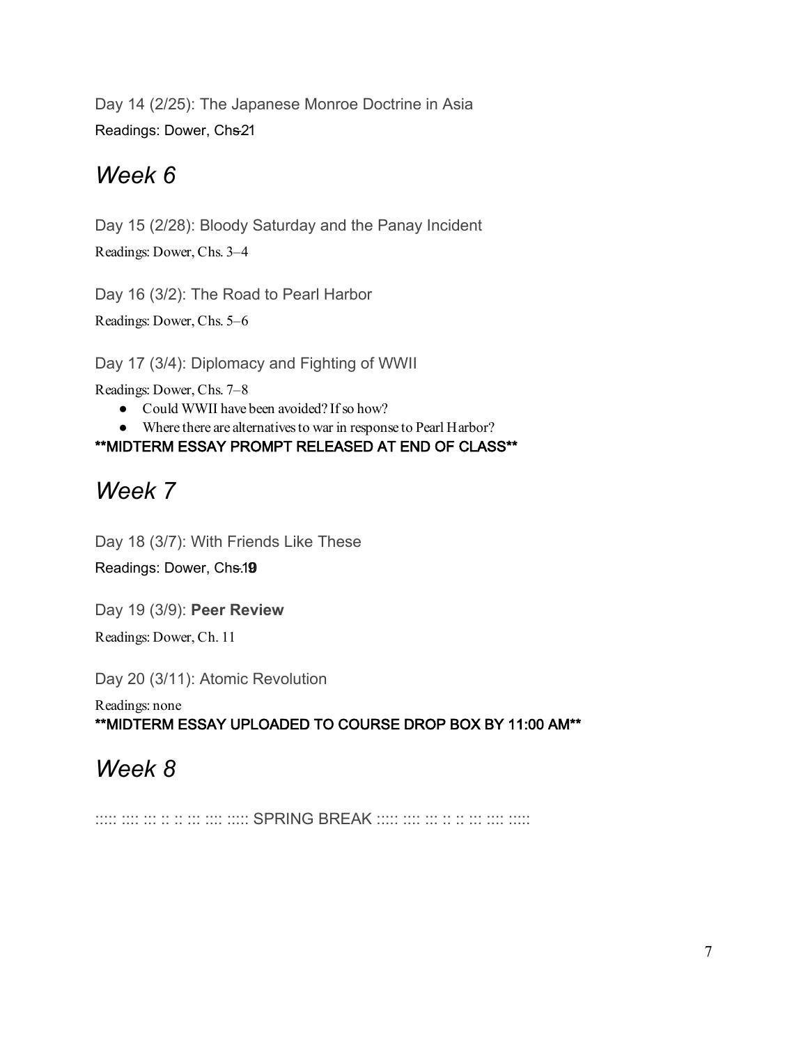Day 14 (2/25): The Japanese Monroe Doctrine in Asia

Readings: Dower, Chs. 1–2

## *Week 6*

Day 15 (2/28): Bloody Saturday and the Panay Incident

Readings: Dower, Chs. 3–4

Day 16 (3/2): The Road to Pearl Harbor

Readings: Dower, Chs. 5–6

Day 17 (3/4): Diplomacy and Fighting of WWII

Readings: Dower, Chs. 7–8

- Could WWII have been avoided? If so how?
- Where there are alternatives to war in response to Pearl Harbor?

**\*\*MIDTERM ESSAY PROMPT RELEASED AT END OF CLASS\*\***

## *Week 7*

Day 18 (3/7): With Friends Like These

Readings: Dower, Chs. 9–10

Day 19 (3/9): **Peer Review**

Readings: Dower, Ch. 11

Day 20 (3/11): Atomic Revolution

Readings: none

**\*\*MIDTERM ESSAY UPLOADED TO COURSE DROP BOX BY 11:00 AM\*\***

## *Week 8*

::::: :::: ::: :: :: ::: :::: ::::: SPRING BREAK ::::: :::: ::: :: :: ::: :::: :::::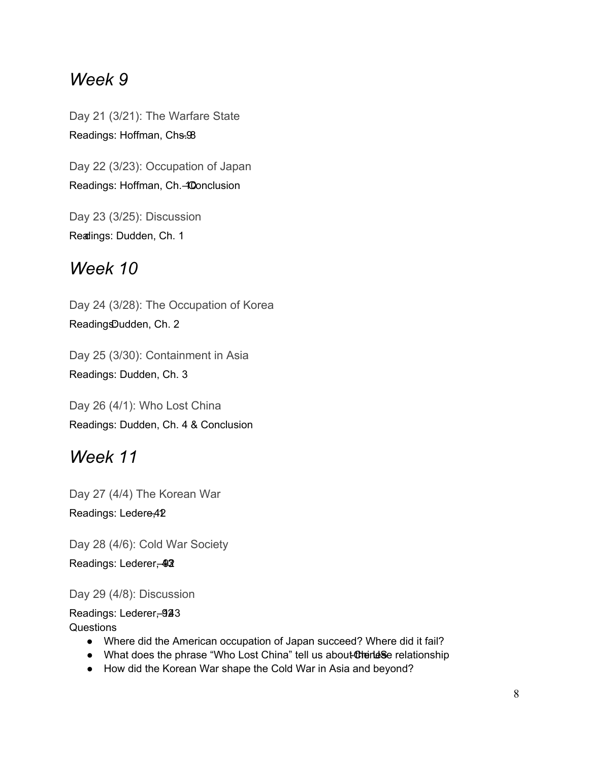## *Week 9*

Day 21 (3/21): The Warfare State

Readings: Hoffman, Chs. 8–9

Day 22 (3/23): Occupation of Japan

Readings: Hoffman, Ch. 10–Conclusion

Day 23 (3/25): Discussion

Readings: Dudden, Ch. 1

## *Week 10*

Day 24 (3/28): The Occupation of Korea

Readings: Dudden, Ch. 2

Day 25 (3/30): Containment in Asia

Readings: Dudden, Ch. 3

Day 26 (4/1): Who Lost China

Readings: Dudden, Ch. 4 & Conclusion

## *Week 11*

Day 27 (4/4) The Korean War

Readings: Lederer, 1–42

Day 28 (4/6): Cold War Society

Readings: Lederer, 43–92

Day 29 (4/8): Discussion

Readings: Lederer, 93–143

Questions

- Where did the American occupation of Japan succeed? Where did it fail?
- What does the phrase "Who Lost China" tell us about the US-Chinese relationship
- How did the Korean War shape the Cold War in Asia and beyond?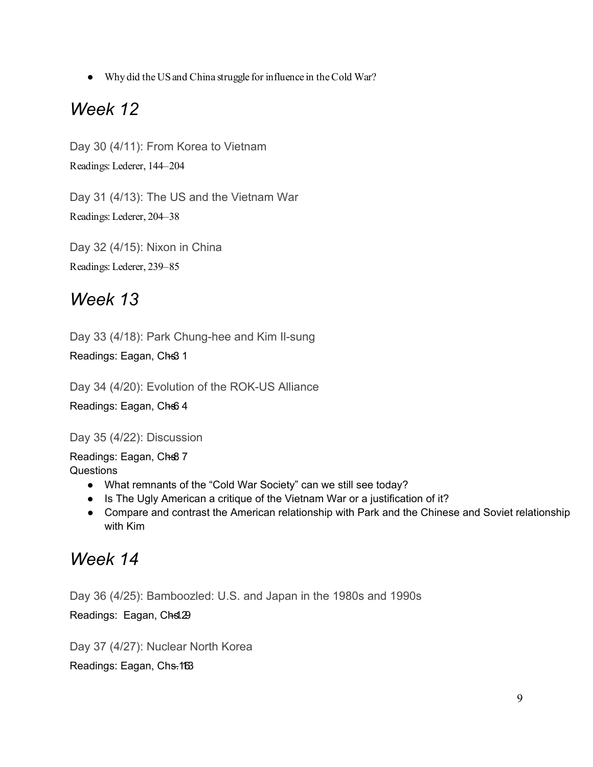- Why did the US and China struggle for influence in the Cold War?

# *Week 12*

Day 30 (4/11): From Korea to Vietnam

Readings: Lederer, 144–204

Day 31 (4/13): The US and the Vietnam War

Readings: Lederer, 204–38

Day 32 (4/15): Nixon in China

Readings: Lederer, 239–85

# *Week 13*

Day 33 (4/18): Park Chung-hee and Kim Il-sung

Readings: Eagan, Ch~~s 3~~ 1

Day 34 (4/20): Evolution of the ROK-US Alliance

Readings: Eagan, Ch~~s 6~~ 4

Day 35 (4/22): Discussion

Readings: Eagan, Ch~~s 8~~ 7

Questions

- What remnants of the "Cold War Society" can we still see today?
- Is The Ugly American a critique of the Vietnam War or a justification of it?
- Compare and contrast the American relationship with Park and the Chinese and Soviet relationship with Kim

# *Week 14*

Day 36 (4/25): Bamboozled: U.S. and Japan in the 1980s and 1990s

Readings: Eagan, Ch~~s 12~~ 9

Day 37 (4/27): Nuclear North Korea

Readings: Eagan, Ch~~s. 11~~ 13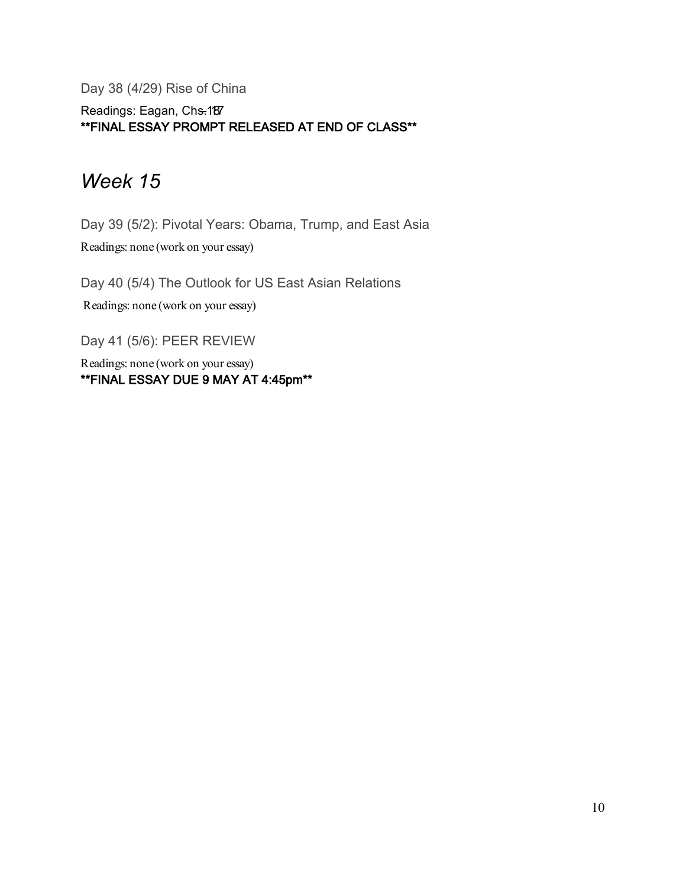Day 38 (4/29) Rise of China

Readings: Eagan, Chs. 18

**\*\*FINAL ESSAY PROMPT RELEASED AT END OF CLASS\*\***

## *Week 15*

Day 39 (5/2): Pivotal Years: Obama, Trump, and East Asia

Readings: none (work on your essay)

Day 40 (5/4) The Outlook for US East Asian Relations

Readings: none (work on your essay)

Day 41 (5/6): PEER REVIEW

Readings: none (work on your essay)

**\*\*FINAL ESSAY DUE 9 MAY AT 4:45pm\*\***